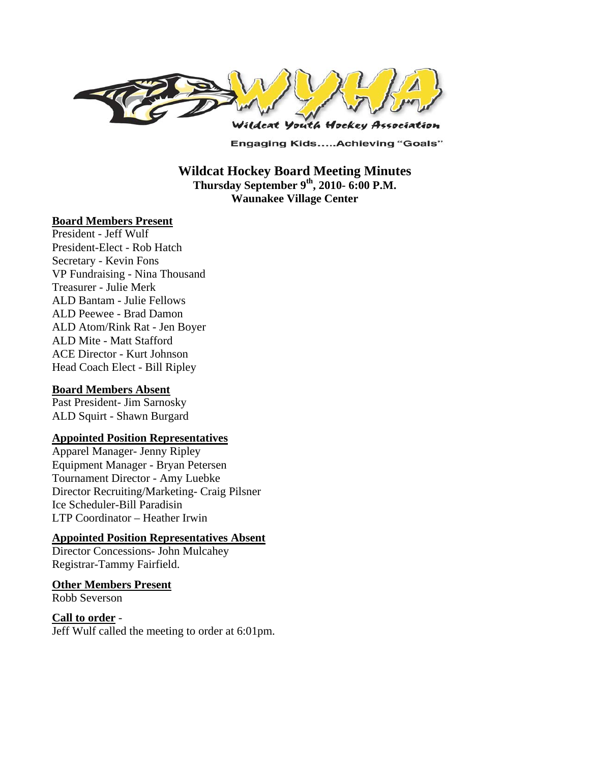Wildcat Youth Hockey Association

Engaging Kids.....Achieving "Goals"

# Wildcat Hockey Board Meeting Minutes

**Thursday September 9th, 2010- 6:00 P.M.**
**Waunakee Village Center**

## Board Members Present

President - Jeff Wulf
President-Elect - Rob Hatch
Secretary - Kevin Fons
VP Fundraising - Nina Thousand
Treasurer - Julie Merk
ALD Bantam - Julie Fellows
ALD Peewee - Brad Damon
ALD Atom/Rink Rat - Jen Boyer
ALD Mite - Matt Stafford
ACE Director - Kurt Johnson
Head Coach Elect - Bill Ripley

## Board Members Absent

Past President- Jim Sarnosky
ALD Squirt - Shawn Burgard

## Appointed Position Representatives

Apparel Manager- Jenny Ripley
Equipment Manager - Bryan Petersen
Tournament Director - Amy Luebke
Director Recruiting/Marketing- Craig Pilsner
Ice Scheduler-Bill Paradisin
LTP Coordinator – Heather Irwin

## Appointed Position Representatives Absent

Director Concessions- John Mulcahey
Registrar-Tammy Fairfield.

## Other Members Present

Robb Severson

## Call to order -

Jeff Wulf called the meeting to order at 6:01pm.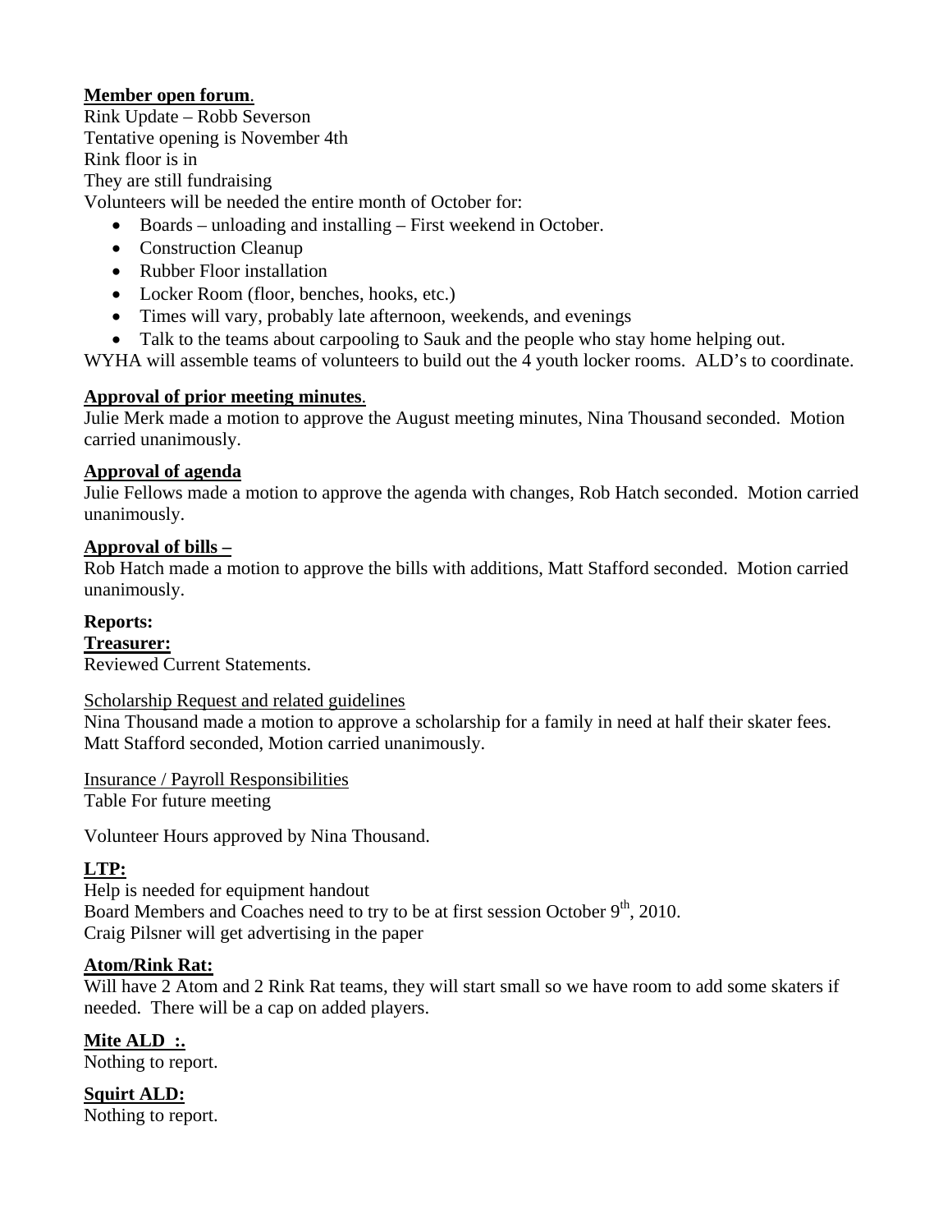**Member open forum**.

Rink Update – Robb Severson
Tentative opening is November 4th
Rink floor is in
They are still fundraising
Volunteers will be needed the entire month of October for:

- Boards – unloading and installing – First weekend in October.
- Construction Cleanup
- Rubber Floor installation
- Locker Room (floor, benches, hooks, etc.)
- Times will vary, probably late afternoon, weekends, and evenings
- Talk to the teams about carpooling to Sauk and the people who stay home helping out.

WYHA will assemble teams of volunteers to build out the 4 youth locker rooms. ALD's to coordinate.

**Approval of prior meeting minutes**.

Julie Merk made a motion to approve the August meeting minutes, Nina Thousand seconded. Motion carried unanimously.

**Approval of agenda**

Julie Fellows made a motion to approve the agenda with changes, Rob Hatch seconded. Motion carried unanimously.

**Approval of bills –**

Rob Hatch made a motion to approve the bills with additions, Matt Stafford seconded. Motion carried unanimously.

**Reports:**

**Treasurer:**

Reviewed Current Statements.

Scholarship Request and related guidelines

Nina Thousand made a motion to approve a scholarship for a family in need at half their skater fees. Matt Stafford seconded, Motion carried unanimously.

Insurance / Payroll Responsibilities

Table For future meeting

Volunteer Hours approved by Nina Thousand.

**LTP:**

Help is needed for equipment handout
Board Members and Coaches need to try to be at first session October 9th, 2010.
Craig Pilsner will get advertising in the paper

**Atom/Rink Rat:**

Will have 2 Atom and 2 Rink Rat teams, they will start small so we have room to add some skaters if needed. There will be a cap on added players.

**Mite ALD :.**

Nothing to report.

**Squirt ALD:**

Nothing to report.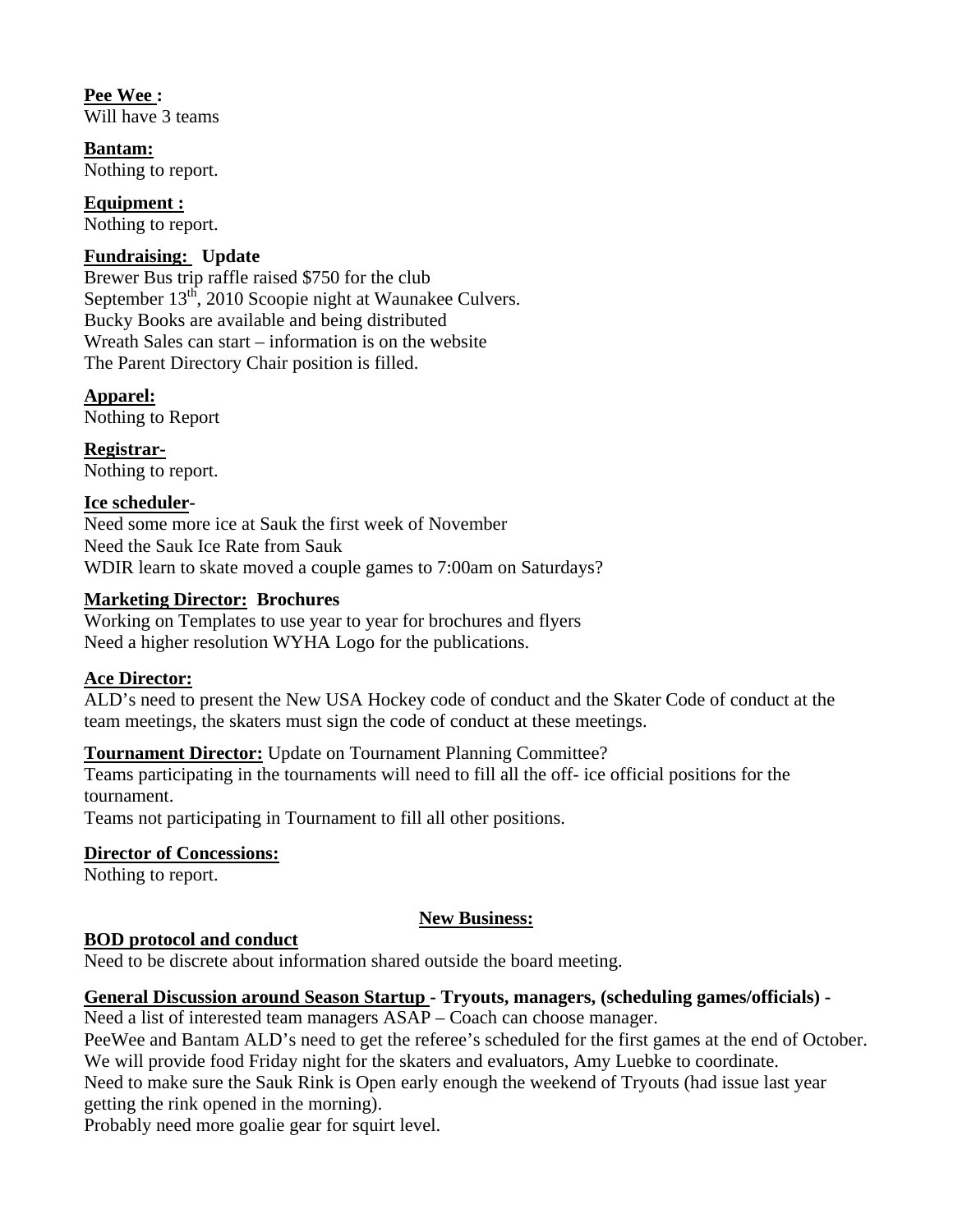**Pee Wee :**
Will have 3 teams

**Bantam:**
Nothing to report.

**Equipment :**
Nothing to report.

**Fundraising: Update**
Brewer Bus trip raffle raised $750 for the club
September 13th, 2010 Scoopie night at Waunakee Culvers.
Bucky Books are available and being distributed
Wreath Sales can start – information is on the website
The Parent Directory Chair position is filled.

**Apparel:**
Nothing to Report

**Registrar-**
Nothing to report.

**Ice scheduler-**
Need some more ice at Sauk the first week of November
Need the Sauk Ice Rate from Sauk
WDIR learn to skate moved a couple games to 7:00am on Saturdays?

**Marketing Director: Brochures**
Working on Templates to use year to year for brochures and flyers
Need a higher resolution WYHA Logo for the publications.

**Ace Director:**
ALD's need to present the New USA Hockey code of conduct and the Skater Code of conduct at the team meetings, the skaters must sign the code of conduct at these meetings.

**Tournament Director:** Update on Tournament Planning Committee?
Teams participating in the tournaments will need to fill all the off- ice official positions for the tournament.
Teams not participating in Tournament to fill all other positions.

**Director of Concessions:**
Nothing to report.

**New Business:**

**BOD protocol and conduct**
Need to be discrete about information shared outside the board meeting.

**General Discussion around Season Startup - Tryouts, managers, (scheduling games/officials) -**
Need a list of interested team managers ASAP – Coach can choose manager.
PeeWee and Bantam ALD's need to get the referee's scheduled for the first games at the end of October.
We will provide food Friday night for the skaters and evaluators, Amy Luebke to coordinate.
Need to make sure the Sauk Rink is Open early enough the weekend of Tryouts (had issue last year getting the rink opened in the morning).
Probably need more goalie gear for squirt level.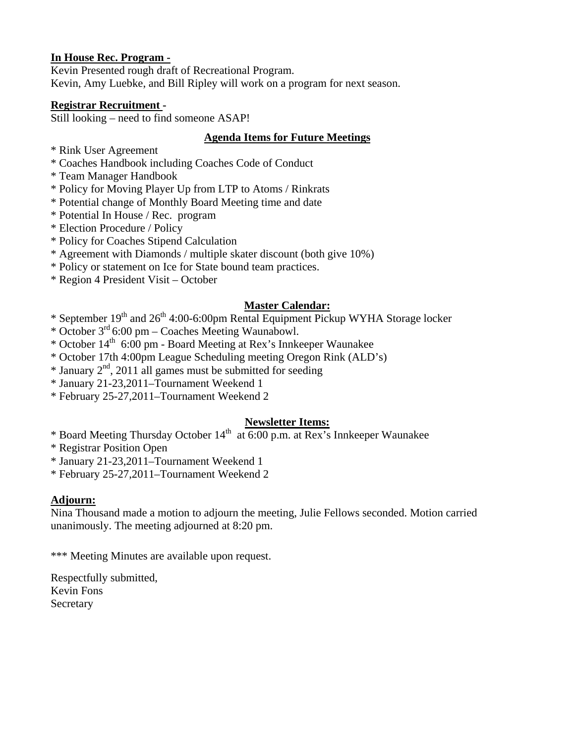**In House Rec. Program -**
Kevin Presented rough draft of Recreational Program.
Kevin, Amy Luebke, and Bill Ripley will work on a program for next season.

**Registrar Recruitment -**
Still looking – need to find someone ASAP!

**Agenda Items for Future Meetings**

* Rink User Agreement
* Coaches Handbook including Coaches Code of Conduct
* Team Manager Handbook
* Policy for Moving Player Up from LTP to Atoms / Rinkrats
* Potential change of Monthly Board Meeting time and date
* Potential In House / Rec. program
* Election Procedure / Policy
* Policy for Coaches Stipend Calculation
* Agreement with Diamonds / multiple skater discount (both give 10%)
* Policy or statement on Ice for State bound team practices.
* Region 4 President Visit – October

**Master Calendar:**

* September 19th and 26th 4:00-6:00pm Rental Equipment Pickup WYHA Storage locker
* October 3rd 6:00 pm – Coaches Meeting Waunabowl.
* October 14th 6:00 pm - Board Meeting at Rex's Innkeeper Waunakee
* October 17th 4:00pm League Scheduling meeting Oregon Rink (ALD's)
* January 2nd, 2011 all games must be submitted for seeding
* January 21-23,2011–Tournament Weekend 1
* February 25-27,2011–Tournament Weekend 2

**Newsletter Items:**

* Board Meeting Thursday October 14th at 6:00 p.m. at Rex's Innkeeper Waunakee
* Registrar Position Open
* January 21-23,2011–Tournament Weekend 1
* February 25-27,2011–Tournament Weekend 2

**Adjourn:**
Nina Thousand made a motion to adjourn the meeting, Julie Fellows seconded. Motion carried unanimously. The meeting adjourned at 8:20 pm.

*** Meeting Minutes are available upon request.

Respectfully submitted,
Kevin Fons
Secretary